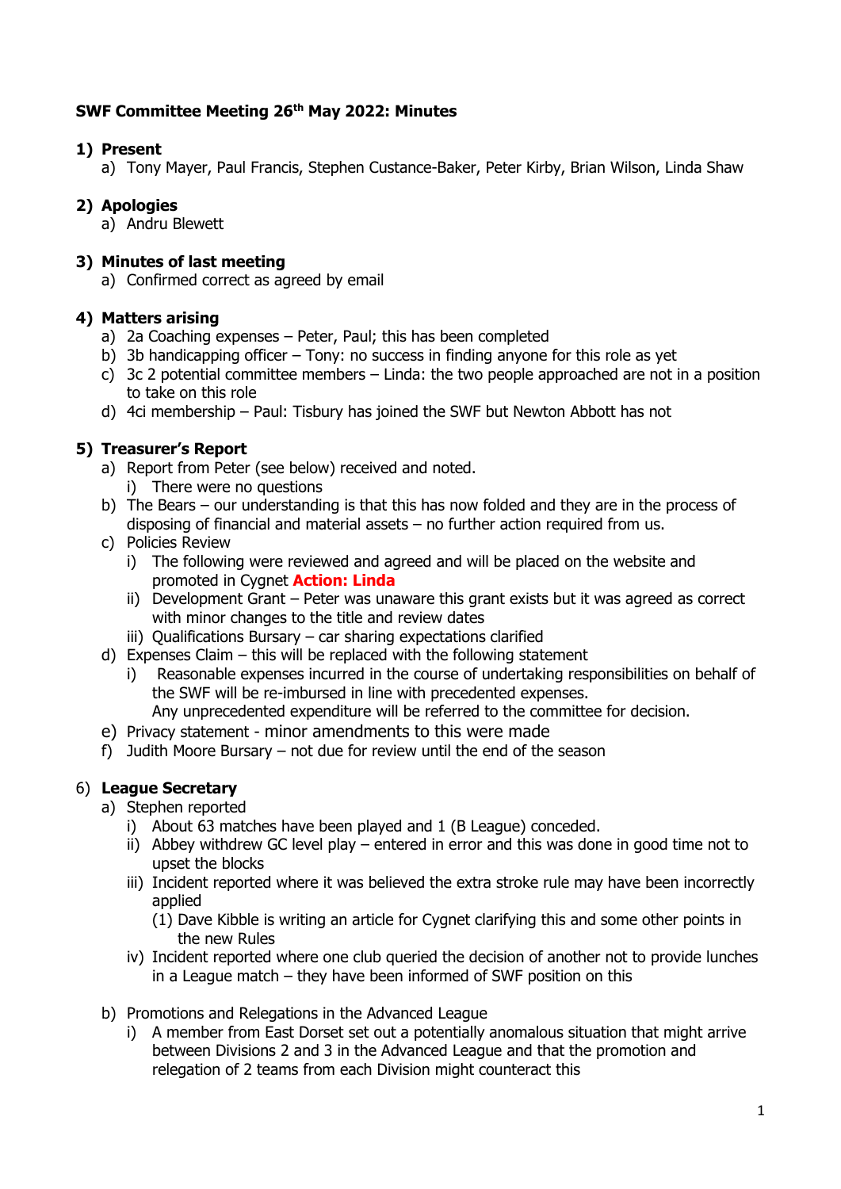**SWF Committee Meeting 26th May 2022: Minutes**

1) **Present**
   a) Tony Mayer, Paul Francis, Stephen Custance-Baker, Peter Kirby, Brian Wilson, Linda Shaw

2) **Apologies**
   a) Andru Blewett

3) **Minutes of last meeting**
   a) Confirmed correct as agreed by email

4) **Matters arising**
   a) 2a Coaching expenses – Peter, Paul; this has been completed
   b) 3b handicapping officer – Tony: no success in finding anyone for this role as yet
   c) 3c 2 potential committee members – Linda: the two people approached are not in a position to take on this role
   d) 4ci membership – Paul: Tisbury has joined the SWF but Newton Abbott has not

5) **Treasurer's Report**
   a) Report from Peter (see below) received and noted.
      i) There were no questions
   b) The Bears – our understanding is that this has now folded and they are in the process of disposing of financial and material assets – no further action required from us.
   c) Policies Review
      i) The following were reviewed and agreed and will be placed on the website and promoted in Cygnet **Action: Linda**
      ii) Development Grant – Peter was unaware this grant exists but it was agreed as correct with minor changes to the title and review dates
      iii) Qualifications Bursary – car sharing expectations clarified
   d) Expenses Claim – this will be replaced with the following statement
      i) Reasonable expenses incurred in the course of undertaking responsibilities on behalf of the SWF will be re-imbursed in line with precedented expenses.
         Any unprecedented expenditure will be referred to the committee for decision.
   e) Privacy statement - minor amendments to this were made
   f) Judith Moore Bursary – not due for review until the end of the season

6) **League Secretary**
   a) Stephen reported
      i) About 63 matches have been played and 1 (B League) conceded.
      ii) Abbey withdrew GC level play – entered in error and this was done in good time not to upset the blocks
      iii) Incident reported where it was believed the extra stroke rule may have been incorrectly applied
         (1) Dave Kibble is writing an article for Cygnet clarifying this and some other points in the new Rules
      iv) Incident reported where one club queried the decision of another not to provide lunches in a League match – they have been informed of SWF position on this
   b) Promotions and Relegations in the Advanced League
      i) A member from East Dorset set out a potentially anomalous situation that might arrive between Divisions 2 and 3 in the Advanced League and that the promotion and relegation of 2 teams from each Division might counteract this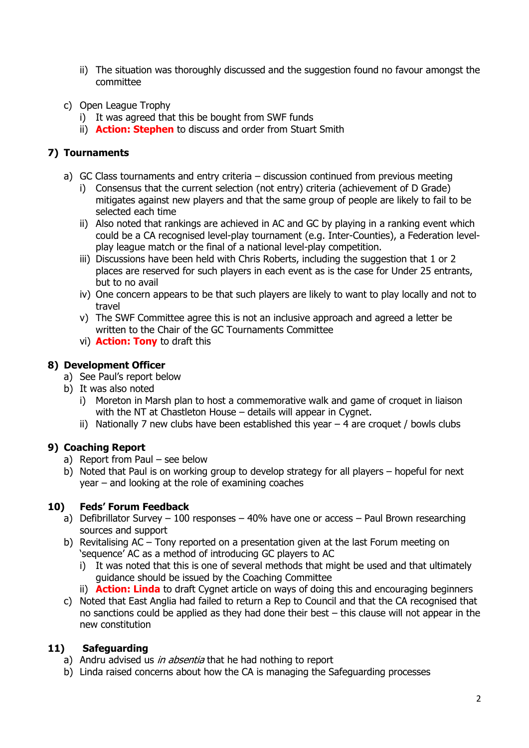ii) The situation was thoroughly discussed and the suggestion found no favour amongst the committee

c) Open League Trophy
   i) It was agreed that this be bought from SWF funds
   ii) **Action: Stephen** to discuss and order from Stuart Smith

## 7) Tournaments

a) GC Class tournaments and entry criteria – discussion continued from previous meeting
   i) Consensus that the current selection (not entry) criteria (achievement of D Grade) mitigates against new players and that the same group of people are likely to fail to be selected each time
   ii) Also noted that rankings are achieved in AC and GC by playing in a ranking event which could be a CA recognised level-play tournament (e.g. Inter-Counties), a Federation level-play league match or the final of a national level-play competition.
   iii) Discussions have been held with Chris Roberts, including the suggestion that 1 or 2 places are reserved for such players in each event as is the case for Under 25 entrants, but to no avail
   iv) One concern appears to be that such players are likely to want to play locally and not to travel
   v) The SWF Committee agree this is not an inclusive approach and agreed a letter be written to the Chair of the GC Tournaments Committee
   vi) **Action: Tony** to draft this

## 8) Development Officer

a) See Paul's report below
b) It was also noted
   i) Moreton in Marsh plan to host a commemorative walk and game of croquet in liaison with the NT at Chastleton House – details will appear in Cygnet.
   ii) Nationally 7 new clubs have been established this year – 4 are croquet / bowls clubs

## 9) Coaching Report

a) Report from Paul – see below
b) Noted that Paul is on working group to develop strategy for all players – hopeful for next year – and looking at the role of examining coaches

## 10) Feds' Forum Feedback

a) Defibrillator Survey – 100 responses – 40% have one or access – Paul Brown researching sources and support
b) Revitalising AC – Tony reported on a presentation given at the last Forum meeting on 'sequence' AC as a method of introducing GC players to AC
   i) It was noted that this is one of several methods that might be used and that ultimately guidance should be issued by the Coaching Committee
   ii) **Action: Linda** to draft Cygnet article on ways of doing this and encouraging beginners
c) Noted that East Anglia had failed to return a Rep to Council and that the CA recognised that no sanctions could be applied as they had done their best – this clause will not appear in the new constitution

## 11) Safeguarding

a) Andru advised us *in absentia* that he had nothing to report
b) Linda raised concerns about how the CA is managing the Safeguarding processes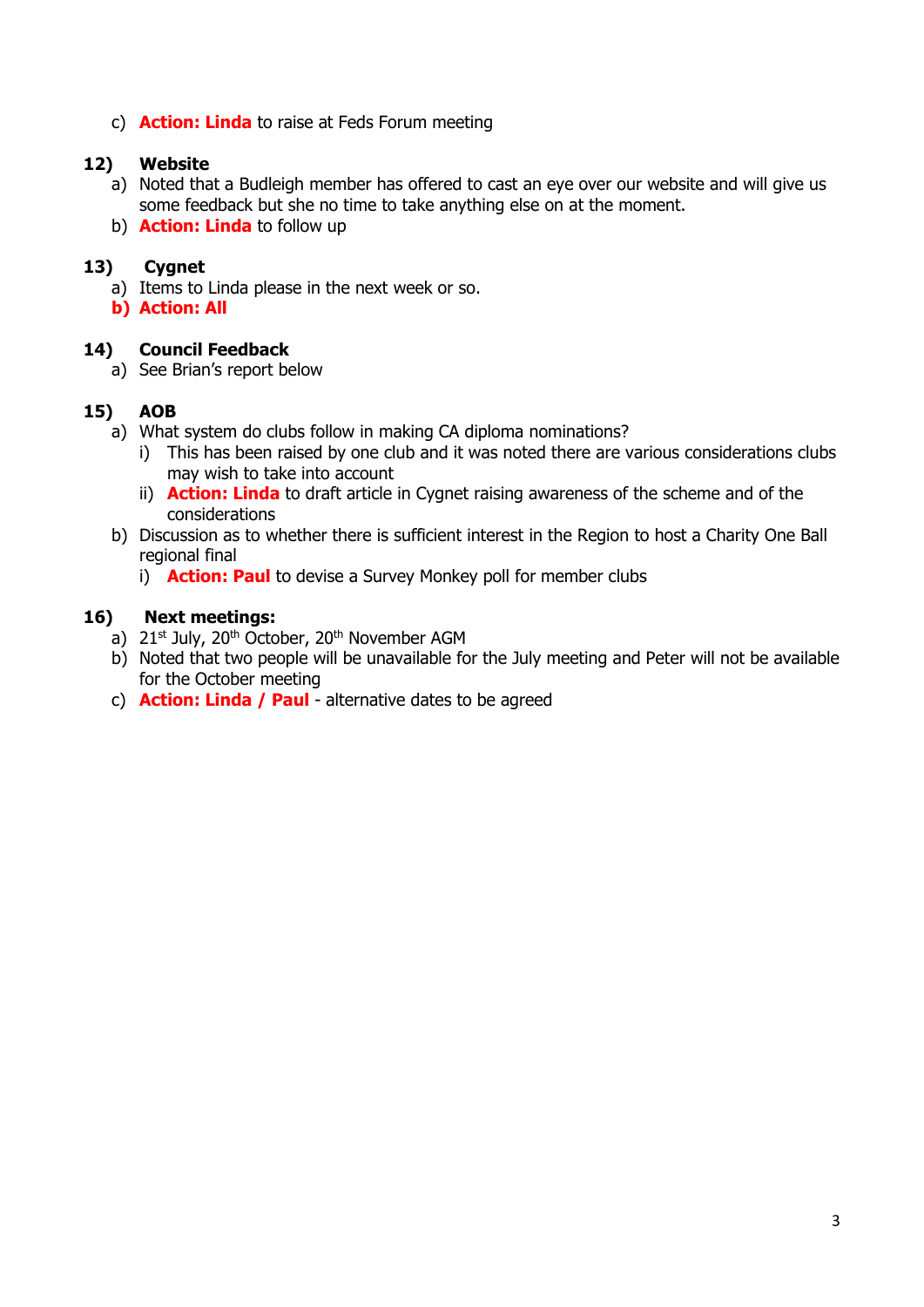c) **Action: Linda** to raise at Feds Forum meeting

**12) Website**

a) Noted that a Budleigh member has offered to cast an eye over our website and will give us some feedback but she no time to take anything else on at the moment.
b) **Action: Linda** to follow up

**13) Cygnet**

a) Items to Linda please in the next week or so.
b) **Action: All**

**14) Council Feedback**

a) See Brian's report below

**15) AOB**

a) What system do clubs follow in making CA diploma nominations?
   i) This has been raised by one club and it was noted there are various considerations clubs may wish to take into account
   ii) **Action: Linda** to draft article in Cygnet raising awareness of the scheme and of the considerations
b) Discussion as to whether there is sufficient interest in the Region to host a Charity One Ball regional final
   i) **Action: Paul** to devise a Survey Monkey poll for member clubs

**16) Next meetings:**

a) 21st July, 20th October, 20th November AGM
b) Noted that two people will be unavailable for the July meeting and Peter will not be available for the October meeting
c) **Action: Linda / Paul** - alternative dates to be agreed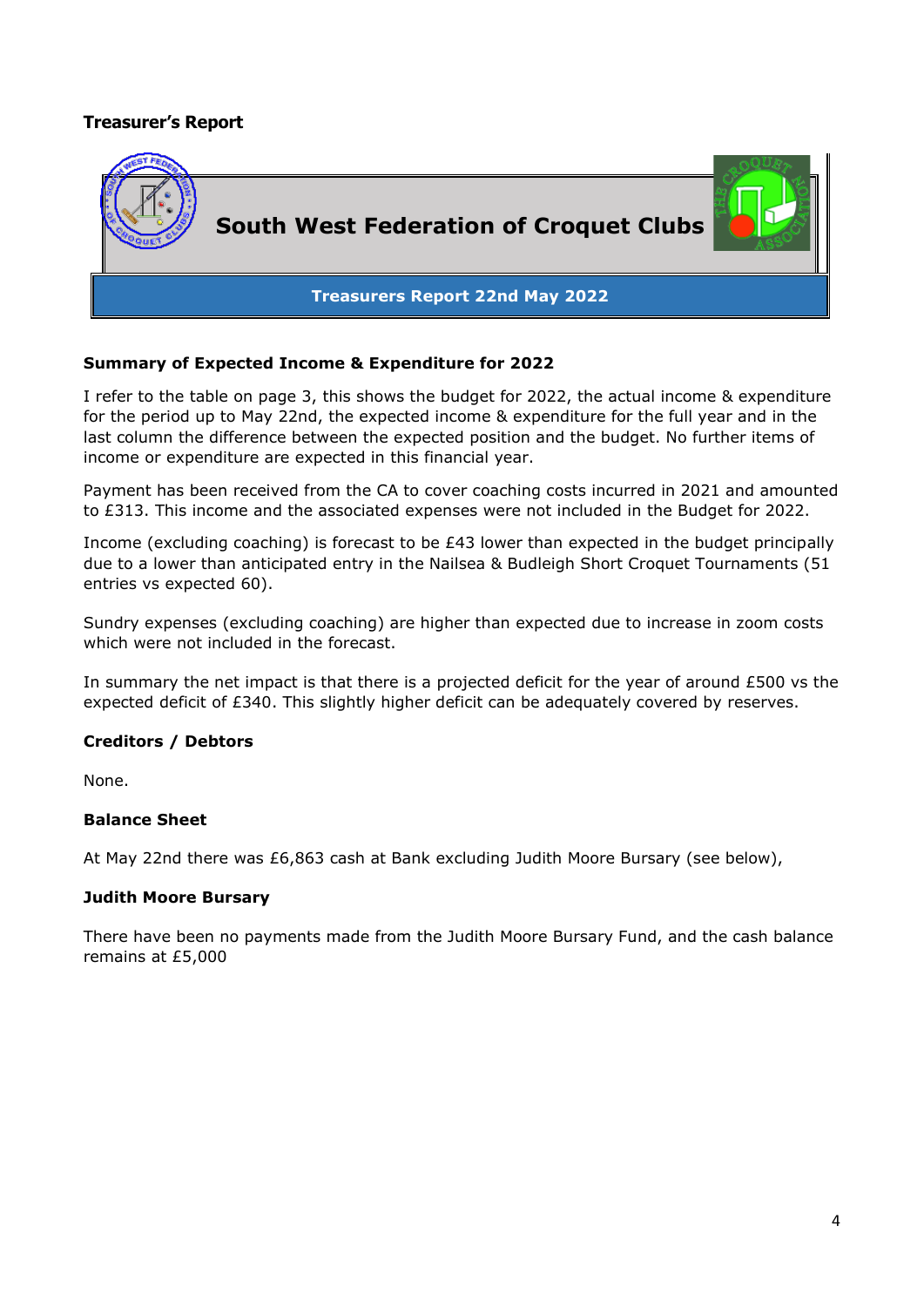**Treasurer's Report**

## South West Federation of Croquet Clubs

**Treasurers Report 22nd May 2022**

### Summary of Expected Income & Expenditure for 2022

I refer to the table on page 3, this shows the budget for 2022, the actual income & expenditure for the period up to May 22nd, the expected income & expenditure for the full year and in the last column the difference between the expected position and the budget. No further items of income or expenditure are expected in this financial year.

Payment has been received from the CA to cover coaching costs incurred in 2021 and amounted to £313. This income and the associated expenses were not included in the Budget for 2022.

Income (excluding coaching) is forecast to be £43 lower than expected in the budget principally due to a lower than anticipated entry in the Nailsea & Budleigh Short Croquet Tournaments (51 entries vs expected 60).

Sundry expenses (excluding coaching) are higher than expected due to increase in zoom costs which were not included in the forecast.

In summary the net impact is that there is a projected deficit for the year of around £500 vs the expected deficit of £340. This slightly higher deficit can be adequately covered by reserves.

### Creditors / Debtors

None.

### Balance Sheet

At May 22nd there was £6,863 cash at Bank excluding Judith Moore Bursary (see below),

### Judith Moore Bursary

There have been no payments made from the Judith Moore Bursary Fund, and the cash balance remains at £5,000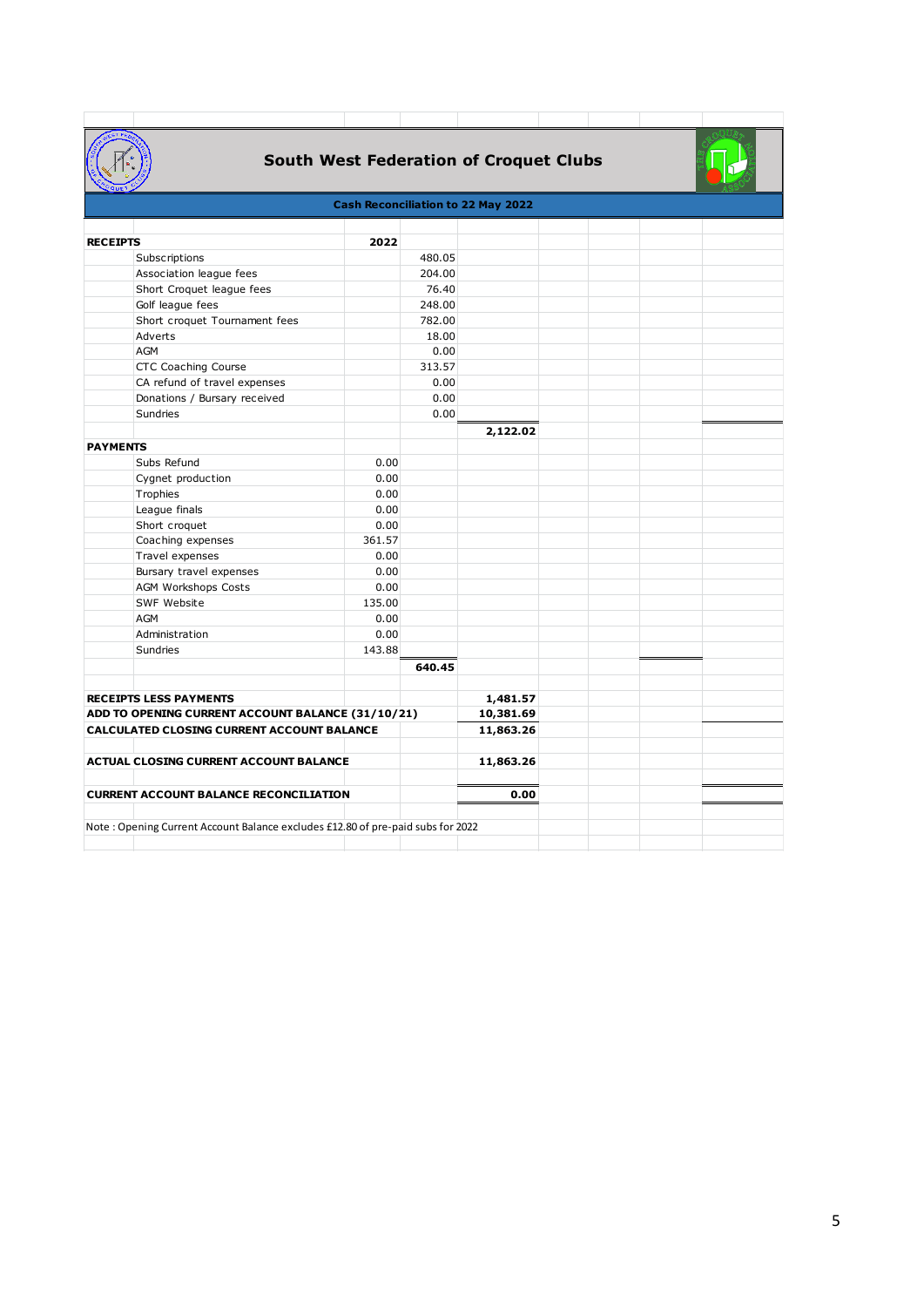# South West Federation of Croquet Clubs

## Cash Reconciliation to 22 May 2022

| | | | |
|---|---|---|---|
| **RECEIPTS** | **2022** | | |
| Subscriptions | | 480.05 | |
| Association league fees | | 204.00 | |
| Short Croquet league fees | | 76.40 | |
| Golf league fees | | 248.00 | |
| Short croquet Tournament fees | | 782.00 | |
| Adverts | | 18.00 | |
| AGM | | 0.00 | |
| CTC Coaching Course | | 313.57 | |
| CA refund of travel expenses | | 0.00 | |
| Donations / Bursary received | | 0.00 | |
| Sundries | | 0.00 | |
| | | | **2,122.02** |
| **PAYMENTS** | | | |
| Subs Refund | 0.00 | | |
| Cygnet production | 0.00 | | |
| Trophies | 0.00 | | |
| League finals | 0.00 | | |
| Short croquet | 0.00 | | |
| Coaching expenses | 361.57 | | |
| Travel expenses | 0.00 | | |
| Bursary travel expenses | 0.00 | | |
| AGM Workshops Costs | 0.00 | | |
| SWF Website | 135.00 | | |
| AGM | 0.00 | | |
| Administration | 0.00 | | |
| Sundries | 143.88 | | |
| | | **640.45** | |
| **RECEIPTS LESS PAYMENTS** | | | **1,481.57** |
| **ADD TO OPENING CURRENT ACCOUNT BALANCE (31/10/21)** | | | **10,381.69** |
| **CALCULATED CLOSING CURRENT ACCOUNT BALANCE** | | | **11,863.26** |
| **ACTUAL CLOSING CURRENT ACCOUNT BALANCE** | | | **11,863.26** |
| **CURRENT ACCOUNT BALANCE RECONCILIATION** | | | **0.00** |

Note : Opening Current Account Balance excludes £12.80 of pre-paid subs for 2022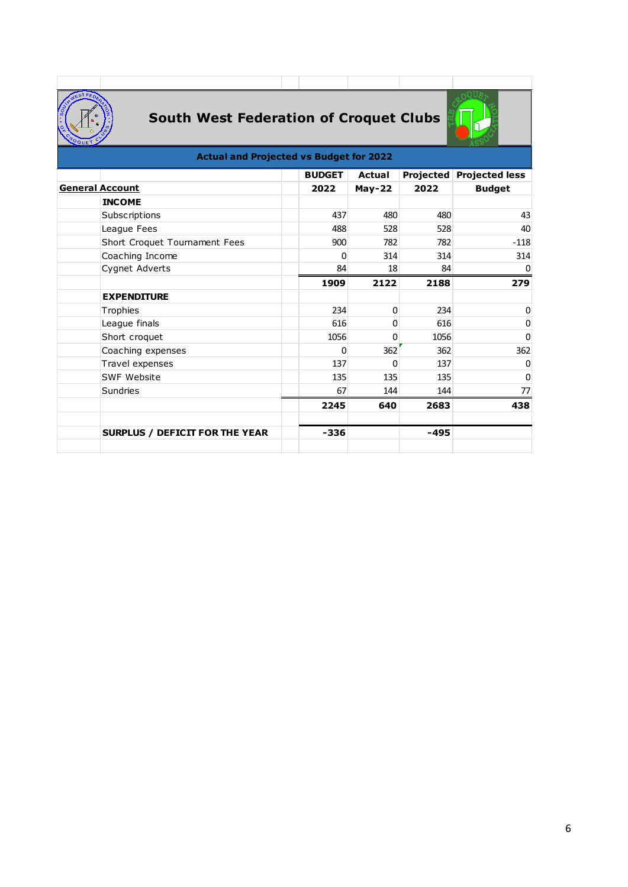# South West Federation of Croquet Clubs

## Actual and Projected vs Budget for 2022

| | BUDGET 2022 | Actual May-22 | Projected 2022 | Projected less Budget |
|---|---|---|---|---|
| **General Account** | | | | |
| **INCOME** | | | | |
| Subscriptions | 437 | 480 | 480 | 43 |
| League Fees | 488 | 528 | 528 | 40 |
| Short Croquet Tournament Fees | 900 | 782 | 782 | -118 |
| Coaching Income | 0 | 314 | 314 | 314 |
| Cygnet Adverts | 84 | 18 | 84 | 0 |
| | **1909** | **2122** | **2188** | **279** |
| **EXPENDITURE** | | | | |
| Trophies | 234 | 0 | 234 | 0 |
| League finals | 616 | 0 | 616 | 0 |
| Short croquet | 1056 | 0 | 1056 | 0 |
| Coaching expenses | 0 | 362 | 362 | 362 |
| Travel expenses | 137 | 0 | 137 | 0 |
| SWF Website | 135 | 135 | 135 | 0 |
| Sundries | 67 | 144 | 144 | 77 |
| | **2245** | **640** | **2683** | **438** |
| **SURPLUS / DEFICIT FOR THE YEAR** | **-336** | | **-495** | |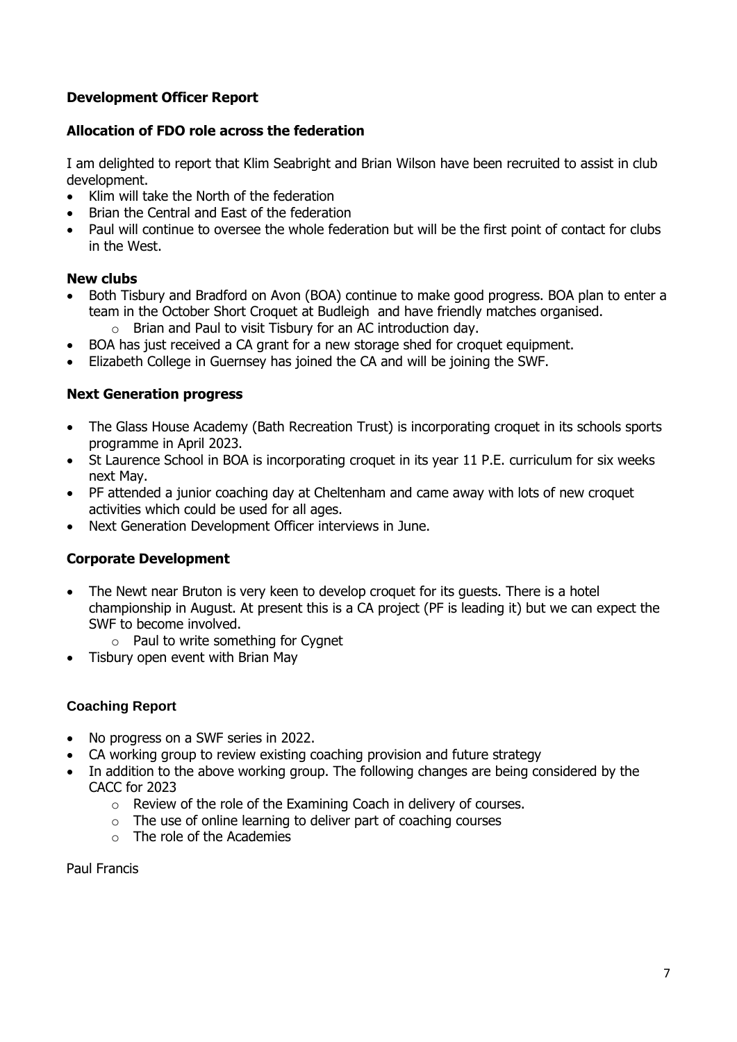## Development Officer Report

### Allocation of FDO role across the federation

I am delighted to report that Klim Seabright and Brian Wilson have been recruited to assist in club development.

- Klim will take the North of the federation
- Brian the Central and East of the federation
- Paul will continue to oversee the whole federation but will be the first point of contact for clubs in the West.

### New clubs

- Both Tisbury and Bradford on Avon (BOA) continue to make good progress. BOA plan to enter a team in the October Short Croquet at Budleigh and have friendly matches organised.
  - Brian and Paul to visit Tisbury for an AC introduction day.
- BOA has just received a CA grant for a new storage shed for croquet equipment.
- Elizabeth College in Guernsey has joined the CA and will be joining the SWF.

### Next Generation progress

- The Glass House Academy (Bath Recreation Trust) is incorporating croquet in its schools sports programme in April 2023.
- St Laurence School in BOA is incorporating croquet in its year 11 P.E. curriculum for six weeks next May.
- PF attended a junior coaching day at Cheltenham and came away with lots of new croquet activities which could be used for all ages.
- Next Generation Development Officer interviews in June.

### Corporate Development

- The Newt near Bruton is very keen to develop croquet for its guests. There is a hotel championship in August. At present this is a CA project (PF is leading it) but we can expect the SWF to become involved.
  - Paul to write something for Cygnet
- Tisbury open event with Brian May

## Coaching Report

- No progress on a SWF series in 2022.
- CA working group to review existing coaching provision and future strategy
- In addition to the above working group. The following changes are being considered by the CACC for 2023
  - Review of the role of the Examining Coach in delivery of courses.
  - The use of online learning to deliver part of coaching courses
  - The role of the Academies

Paul Francis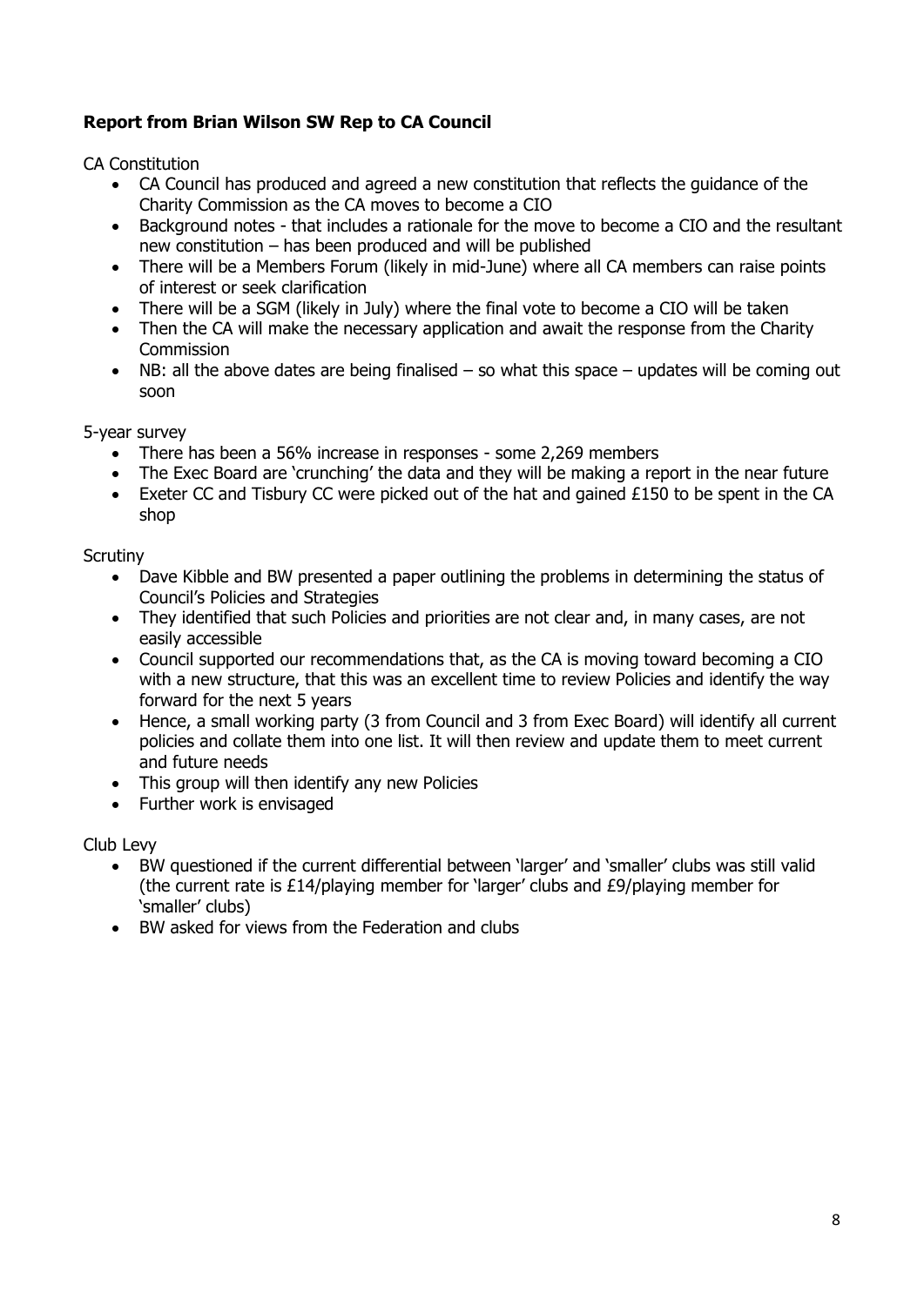**Report from Brian Wilson SW Rep to CA Council**

CA Constitution

- CA Council has produced and agreed a new constitution that reflects the guidance of the Charity Commission as the CA moves to become a CIO
- Background notes - that includes a rationale for the move to become a CIO and the resultant new constitution – has been produced and will be published
- There will be a Members Forum (likely in mid-June) where all CA members can raise points of interest or seek clarification
- There will be a SGM (likely in July) where the final vote to become a CIO will be taken
- Then the CA will make the necessary application and await the response from the Charity Commission
- NB: all the above dates are being finalised – so what this space – updates will be coming out soon

5-year survey

- There has been a 56% increase in responses - some 2,269 members
- The Exec Board are 'crunching' the data and they will be making a report in the near future
- Exeter CC and Tisbury CC were picked out of the hat and gained £150 to be spent in the CA shop

Scrutiny

- Dave Kibble and BW presented a paper outlining the problems in determining the status of Council's Policies and Strategies
- They identified that such Policies and priorities are not clear and, in many cases, are not easily accessible
- Council supported our recommendations that, as the CA is moving toward becoming a CIO with a new structure, that this was an excellent time to review Policies and identify the way forward for the next 5 years
- Hence, a small working party (3 from Council and 3 from Exec Board) will identify all current policies and collate them into one list. It will then review and update them to meet current and future needs
- This group will then identify any new Policies
- Further work is envisaged

Club Levy

- BW questioned if the current differential between 'larger' and 'smaller' clubs was still valid (the current rate is £14/playing member for 'larger' clubs and £9/playing member for 'smaller' clubs)
- BW asked for views from the Federation and clubs